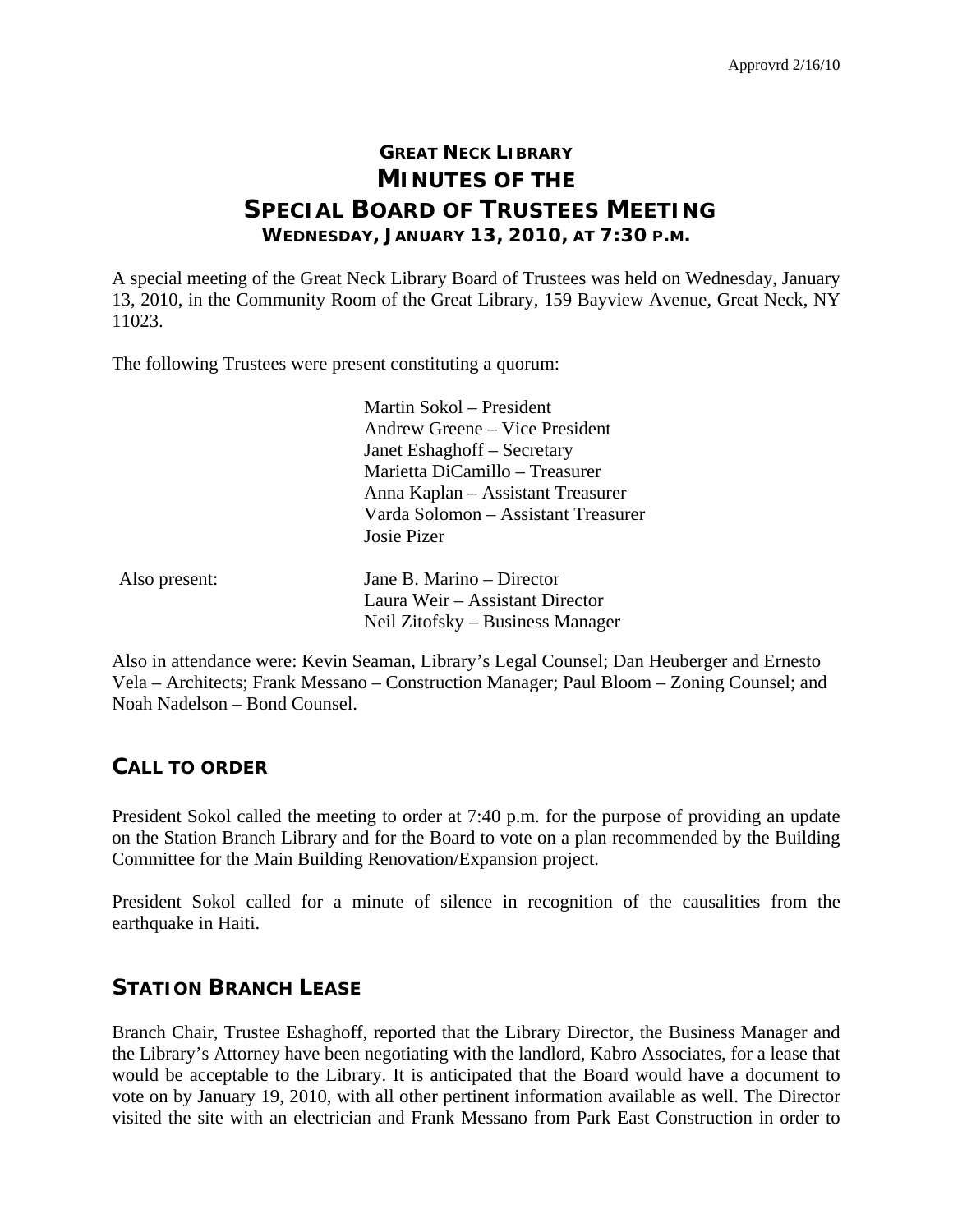Approvrd 2/16/10

# GREAT NECK LIBRARY
# MINUTES OF THE
# SPECIAL BOARD OF TRUSTEES MEETING
### WEDNESDAY, JANUARY 13, 2010, AT 7:30 P.M.

A special meeting of the Great Neck Library Board of Trustees was held on Wednesday, January 13, 2010, in the Community Room of the Great Library, 159 Bayview Avenue, Great Neck, NY 11023.

The following Trustees were present constituting a quorum:

Martin Sokol – President
Andrew Greene – Vice President
Janet Eshaghoff – Secretary
Marietta DiCamillo – Treasurer
Anna Kaplan – Assistant Treasurer
Varda Solomon – Assistant Treasurer
Josie Pizer

Also present:

Jane B. Marino – Director
Laura Weir – Assistant Director
Neil Zitofsky – Business Manager

Also in attendance were: Kevin Seaman, Library's Legal Counsel; Dan Heuberger and Ernesto Vela – Architects; Frank Messano – Construction Manager; Paul Bloom – Zoning Counsel; and Noah Nadelson – Bond Counsel.

## CALL TO ORDER

President Sokol called the meeting to order at 7:40 p.m. for the purpose of providing an update on the Station Branch Library and for the Board to vote on a plan recommended by the Building Committee for the Main Building Renovation/Expansion project.

President Sokol called for a minute of silence in recognition of the causalities from the earthquake in Haiti.

## STATION BRANCH LEASE

Branch Chair, Trustee Eshaghoff, reported that the Library Director, the Business Manager and the Library's Attorney have been negotiating with the landlord, Kabro Associates, for a lease that would be acceptable to the Library. It is anticipated that the Board would have a document to vote on by January 19, 2010, with all other pertinent information available as well. The Director visited the site with an electrician and Frank Messano from Park East Construction in order to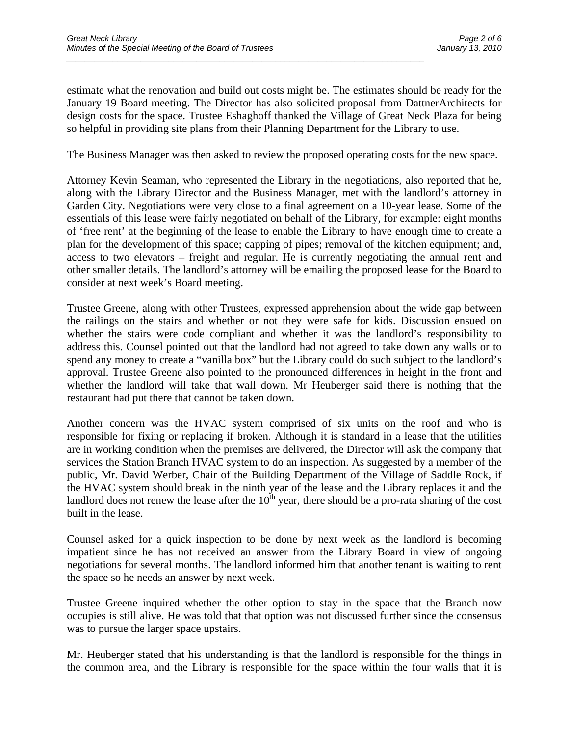estimate what the renovation and build out costs might be. The estimates should be ready for the January 19 Board meeting. The Director has also solicited proposal from DattnerArchitects for design costs for the space. Trustee Eshaghoff thanked the Village of Great Neck Plaza for being so helpful in providing site plans from their Planning Department for the Library to use.

The Business Manager was then asked to review the proposed operating costs for the new space.

Attorney Kevin Seaman, who represented the Library in the negotiations, also reported that he, along with the Library Director and the Business Manager, met with the landlord's attorney in Garden City. Negotiations were very close to a final agreement on a 10-year lease. Some of the essentials of this lease were fairly negotiated on behalf of the Library, for example: eight months of 'free rent' at the beginning of the lease to enable the Library to have enough time to create a plan for the development of this space; capping of pipes; removal of the kitchen equipment; and, access to two elevators – freight and regular. He is currently negotiating the annual rent and other smaller details. The landlord's attorney will be emailing the proposed lease for the Board to consider at next week's Board meeting.

Trustee Greene, along with other Trustees, expressed apprehension about the wide gap between the railings on the stairs and whether or not they were safe for kids. Discussion ensued on whether the stairs were code compliant and whether it was the landlord's responsibility to address this. Counsel pointed out that the landlord had not agreed to take down any walls or to spend any money to create a "vanilla box" but the Library could do such subject to the landlord's approval. Trustee Greene also pointed to the pronounced differences in height in the front and whether the landlord will take that wall down. Mr Heuberger said there is nothing that the restaurant had put there that cannot be taken down.

Another concern was the HVAC system comprised of six units on the roof and who is responsible for fixing or replacing if broken. Although it is standard in a lease that the utilities are in working condition when the premises are delivered, the Director will ask the company that services the Station Branch HVAC system to do an inspection. As suggested by a member of the public, Mr. David Werber, Chair of the Building Department of the Village of Saddle Rock, if the HVAC system should break in the ninth year of the lease and the Library replaces it and the landlord does not renew the lease after the 10th year, there should be a pro-rata sharing of the cost built in the lease.

Counsel asked for a quick inspection to be done by next week as the landlord is becoming impatient since he has not received an answer from the Library Board in view of ongoing negotiations for several months. The landlord informed him that another tenant is waiting to rent the space so he needs an answer by next week.

Trustee Greene inquired whether the other option to stay in the space that the Branch now occupies is still alive. He was told that that option was not discussed further since the consensus was to pursue the larger space upstairs.

Mr. Heuberger stated that his understanding is that the landlord is responsible for the things in the common area, and the Library is responsible for the space within the four walls that it is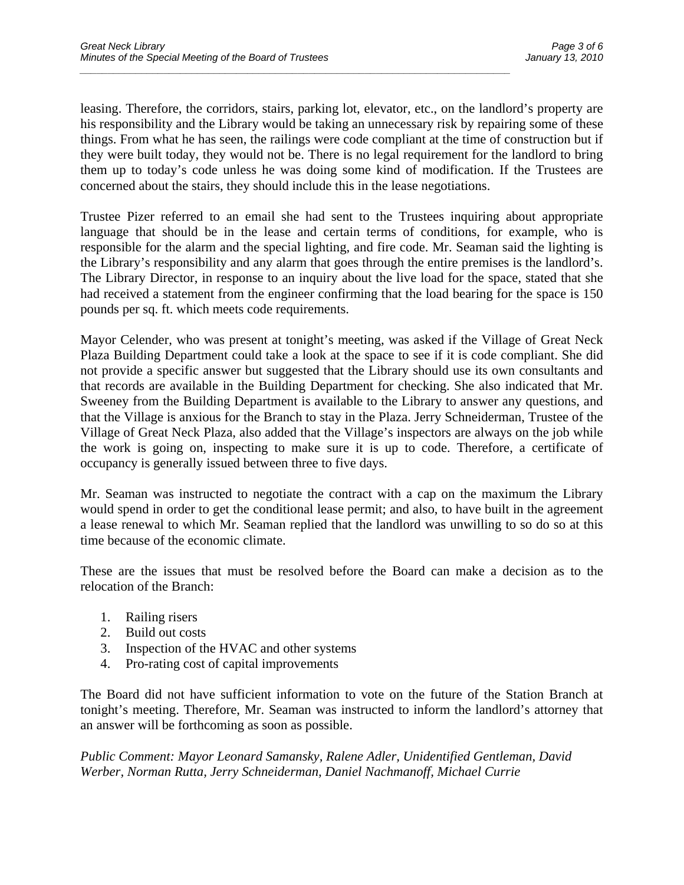leasing. Therefore, the corridors, stairs, parking lot, elevator, etc., on the landlord's property are his responsibility and the Library would be taking an unnecessary risk by repairing some of these things. From what he has seen, the railings were code compliant at the time of construction but if they were built today, they would not be. There is no legal requirement for the landlord to bring them up to today's code unless he was doing some kind of modification. If the Trustees are concerned about the stairs, they should include this in the lease negotiations.

Trustee Pizer referred to an email she had sent to the Trustees inquiring about appropriate language that should be in the lease and certain terms of conditions, for example, who is responsible for the alarm and the special lighting, and fire code. Mr. Seaman said the lighting is the Library's responsibility and any alarm that goes through the entire premises is the landlord's. The Library Director, in response to an inquiry about the live load for the space, stated that she had received a statement from the engineer confirming that the load bearing for the space is 150 pounds per sq. ft. which meets code requirements.

Mayor Celender, who was present at tonight's meeting, was asked if the Village of Great Neck Plaza Building Department could take a look at the space to see if it is code compliant. She did not provide a specific answer but suggested that the Library should use its own consultants and that records are available in the Building Department for checking. She also indicated that Mr. Sweeney from the Building Department is available to the Library to answer any questions, and that the Village is anxious for the Branch to stay in the Plaza. Jerry Schneiderman, Trustee of the Village of Great Neck Plaza, also added that the Village's inspectors are always on the job while the work is going on, inspecting to make sure it is up to code. Therefore, a certificate of occupancy is generally issued between three to five days.

Mr. Seaman was instructed to negotiate the contract with a cap on the maximum the Library would spend in order to get the conditional lease permit; and also, to have built in the agreement a lease renewal to which Mr. Seaman replied that the landlord was unwilling to so do so at this time because of the economic climate.

These are the issues that must be resolved before the Board can make a decision as to the relocation of the Branch:

1. Railing risers
2. Build out costs
3. Inspection of the HVAC and other systems
4. Pro-rating cost of capital improvements

The Board did not have sufficient information to vote on the future of the Station Branch at tonight's meeting. Therefore, Mr. Seaman was instructed to inform the landlord's attorney that an answer will be forthcoming as soon as possible.

*Public Comment: Mayor Leonard Samansky, Ralene Adler, Unidentified Gentleman, David Werber, Norman Rutta, Jerry Schneiderman, Daniel Nachmanoff, Michael Currie*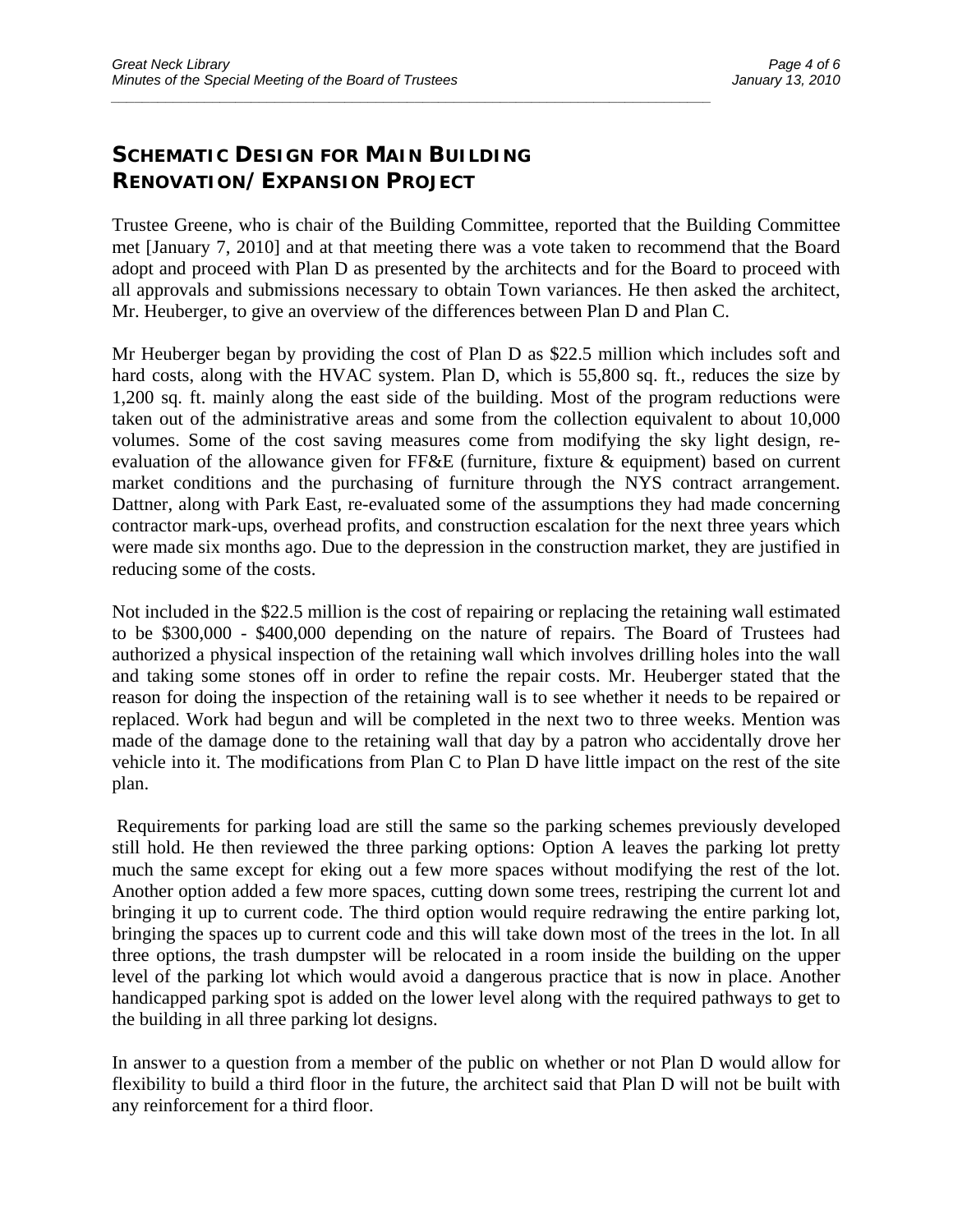## SCHEMATIC DESIGN FOR MAIN BUILDING RENOVATION/EXPANSION PROJECT

Trustee Greene, who is chair of the Building Committee, reported that the Building Committee met [January 7, 2010] and at that meeting there was a vote taken to recommend that the Board adopt and proceed with Plan D as presented by the architects and for the Board to proceed with all approvals and submissions necessary to obtain Town variances. He then asked the architect, Mr. Heuberger, to give an overview of the differences between Plan D and Plan C.

Mr Heuberger began by providing the cost of Plan D as $22.5 million which includes soft and hard costs, along with the HVAC system. Plan D, which is 55,800 sq. ft., reduces the size by 1,200 sq. ft. mainly along the east side of the building. Most of the program reductions were taken out of the administrative areas and some from the collection equivalent to about 10,000 volumes. Some of the cost saving measures come from modifying the sky light design, re-evaluation of the allowance given for FF&E (furniture, fixture & equipment) based on current market conditions and the purchasing of furniture through the NYS contract arrangement. Dattner, along with Park East, re-evaluated some of the assumptions they had made concerning contractor mark-ups, overhead profits, and construction escalation for the next three years which were made six months ago. Due to the depression in the construction market, they are justified in reducing some of the costs.

Not included in the $22.5 million is the cost of repairing or replacing the retaining wall estimated to be $300,000 - $400,000 depending on the nature of repairs. The Board of Trustees had authorized a physical inspection of the retaining wall which involves drilling holes into the wall and taking some stones off in order to refine the repair costs. Mr. Heuberger stated that the reason for doing the inspection of the retaining wall is to see whether it needs to be repaired or replaced. Work had begun and will be completed in the next two to three weeks. Mention was made of the damage done to the retaining wall that day by a patron who accidentally drove her vehicle into it. The modifications from Plan C to Plan D have little impact on the rest of the site plan.

Requirements for parking load are still the same so the parking schemes previously developed still hold. He then reviewed the three parking options: Option A leaves the parking lot pretty much the same except for eking out a few more spaces without modifying the rest of the lot. Another option added a few more spaces, cutting down some trees, restriping the current lot and bringing it up to current code. The third option would require redrawing the entire parking lot, bringing the spaces up to current code and this will take down most of the trees in the lot. In all three options, the trash dumpster will be relocated in a room inside the building on the upper level of the parking lot which would avoid a dangerous practice that is now in place. Another handicapped parking spot is added on the lower level along with the required pathways to get to the building in all three parking lot designs.

In answer to a question from a member of the public on whether or not Plan D would allow for flexibility to build a third floor in the future, the architect said that Plan D will not be built with any reinforcement for a third floor.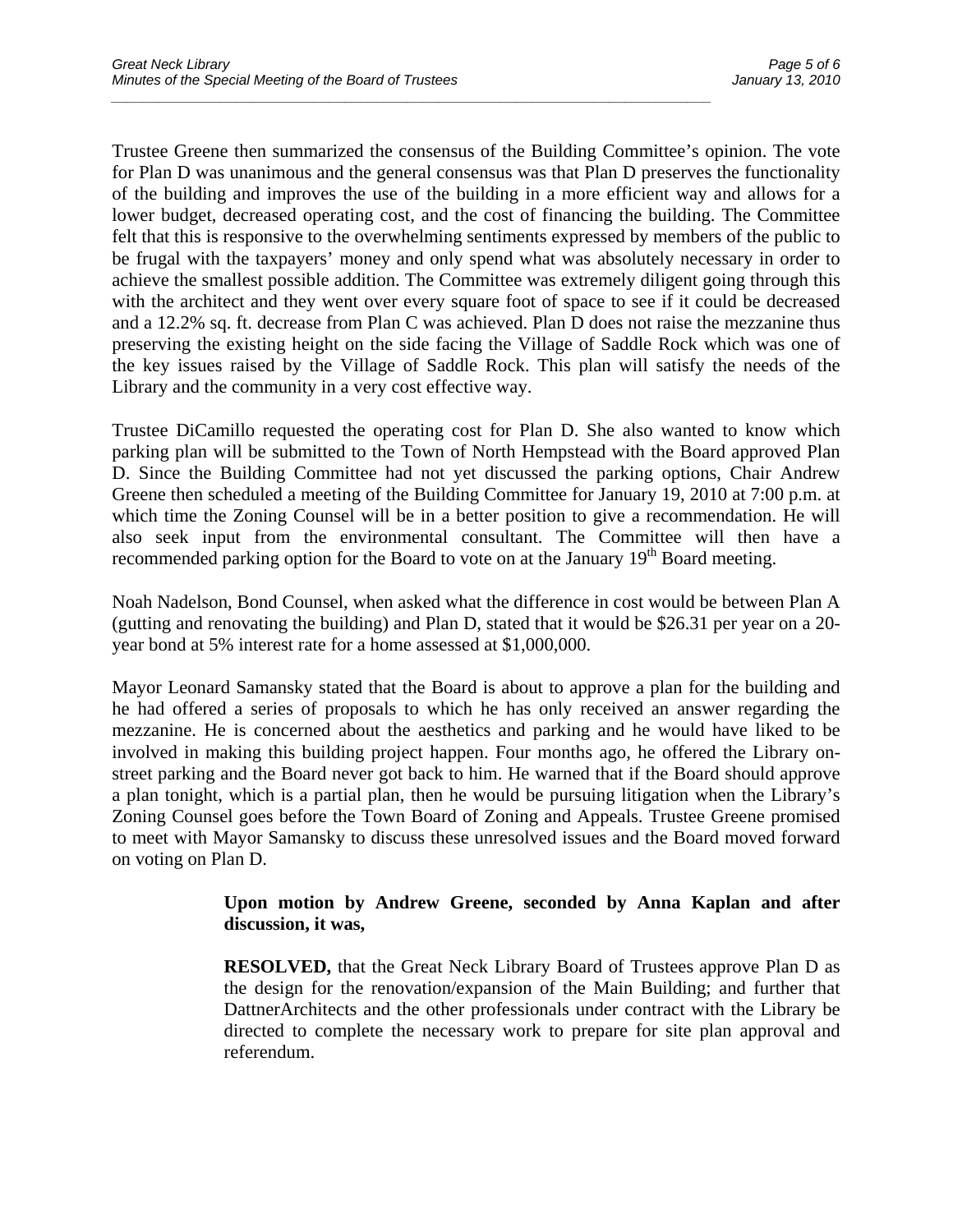Trustee Greene then summarized the consensus of the Building Committee's opinion. The vote for Plan D was unanimous and the general consensus was that Plan D preserves the functionality of the building and improves the use of the building in a more efficient way and allows for a lower budget, decreased operating cost, and the cost of financing the building. The Committee felt that this is responsive to the overwhelming sentiments expressed by members of the public to be frugal with the taxpayers' money and only spend what was absolutely necessary in order to achieve the smallest possible addition. The Committee was extremely diligent going through this with the architect and they went over every square foot of space to see if it could be decreased and a 12.2% sq. ft. decrease from Plan C was achieved. Plan D does not raise the mezzanine thus preserving the existing height on the side facing the Village of Saddle Rock which was one of the key issues raised by the Village of Saddle Rock. This plan will satisfy the needs of the Library and the community in a very cost effective way.

Trustee DiCamillo requested the operating cost for Plan D. She also wanted to know which parking plan will be submitted to the Town of North Hempstead with the Board approved Plan D. Since the Building Committee had not yet discussed the parking options, Chair Andrew Greene then scheduled a meeting of the Building Committee for January 19, 2010 at 7:00 p.m. at which time the Zoning Counsel will be in a better position to give a recommendation. He will also seek input from the environmental consultant. The Committee will then have a recommended parking option for the Board to vote on at the January 19th Board meeting.

Noah Nadelson, Bond Counsel, when asked what the difference in cost would be between Plan A (gutting and renovating the building) and Plan D, stated that it would be $26.31 per year on a 20-year bond at 5% interest rate for a home assessed at $1,000,000.

Mayor Leonard Samansky stated that the Board is about to approve a plan for the building and he had offered a series of proposals to which he has only received an answer regarding the mezzanine. He is concerned about the aesthetics and parking and he would have liked to be involved in making this building project happen. Four months ago, he offered the Library on-street parking and the Board never got back to him. He warned that if the Board should approve a plan tonight, which is a partial plan, then he would be pursuing litigation when the Library's Zoning Counsel goes before the Town Board of Zoning and Appeals. Trustee Greene promised to meet with Mayor Samansky to discuss these unresolved issues and the Board moved forward on voting on Plan D.

**Upon motion by Andrew Greene, seconded by Anna Kaplan and after discussion, it was,**

**RESOLVED,** that the Great Neck Library Board of Trustees approve Plan D as the design for the renovation/expansion of the Main Building; and further that DattnerArchitects and the other professionals under contract with the Library be directed to complete the necessary work to prepare for site plan approval and referendum.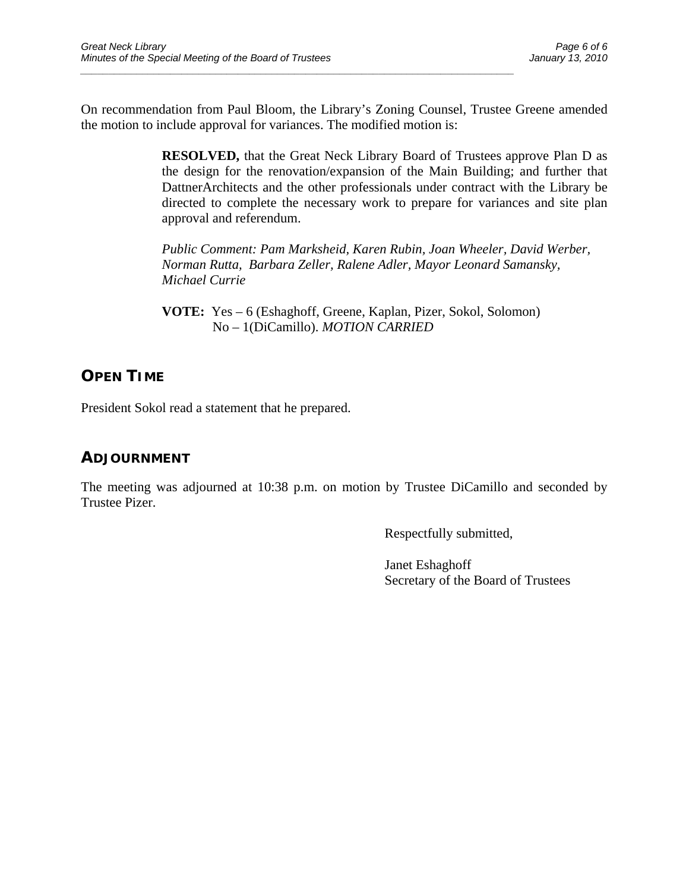On recommendation from Paul Bloom, the Library's Zoning Counsel, Trustee Greene amended the motion to include approval for variances. The modified motion is:

> **RESOLVED,** that the Great Neck Library Board of Trustees approve Plan D as the design for the renovation/expansion of the Main Building; and further that DattnerArchitects and the other professionals under contract with the Library be directed to complete the necessary work to prepare for variances and site plan approval and referendum.
>
> *Public Comment: Pam Marksheid, Karen Rubin, Joan Wheeler, David Werber, Norman Rutta, Barbara Zeller, Ralene Adler, Mayor Leonard Samansky, Michael Currie*
>
> **VOTE:** Yes – 6 (Eshaghoff, Greene, Kaplan, Pizer, Sokol, Solomon)
> No – 1(DiCamillo). *MOTION CARRIED*

## OPEN TIME

President Sokol read a statement that he prepared.

## ADJOURNMENT

The meeting was adjourned at 10:38 p.m. on motion by Trustee DiCamillo and seconded by Trustee Pizer.

Respectfully submitted,

Janet Eshaghoff
Secretary of the Board of Trustees